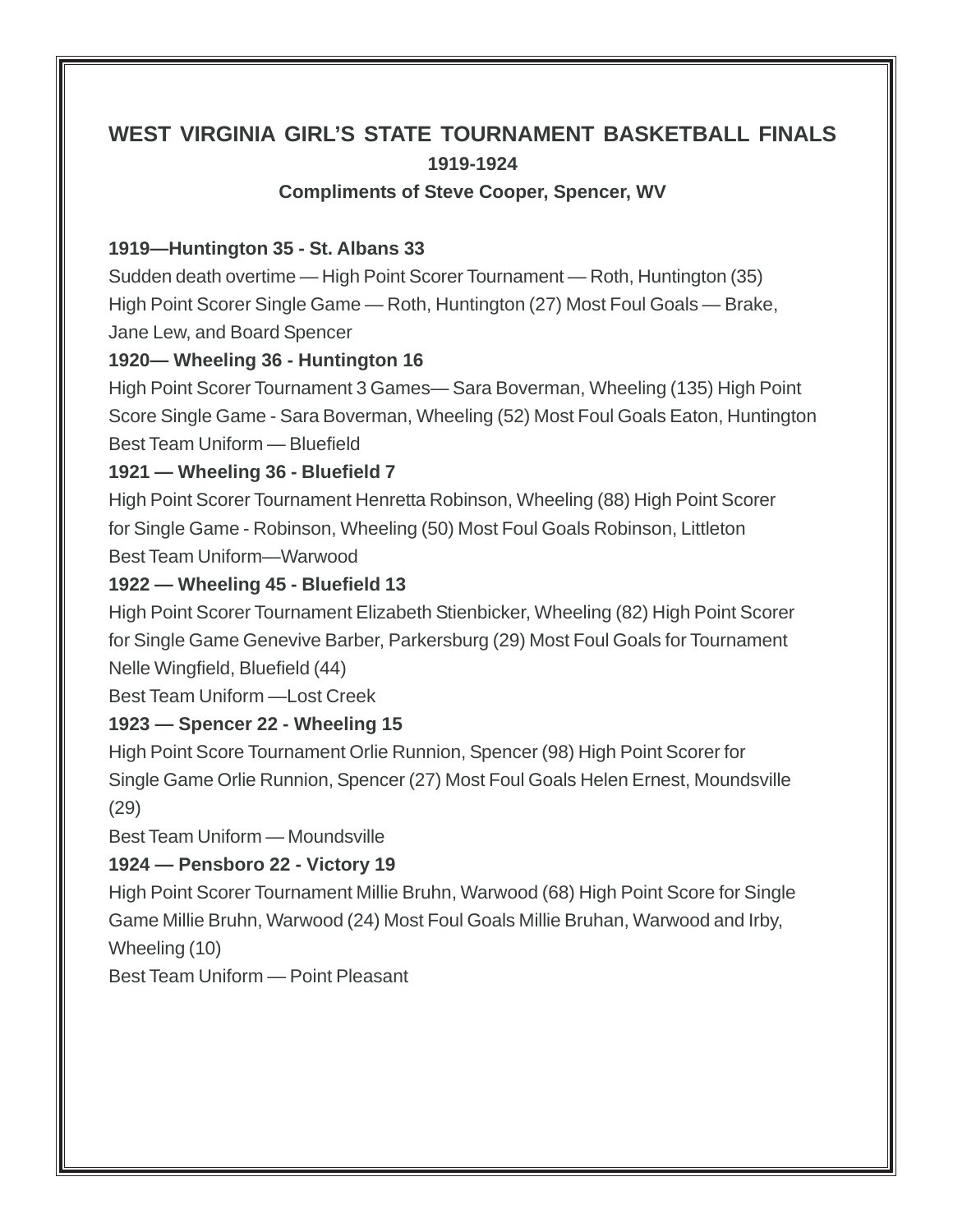## WEST VIRGINIA GIRL'S STATE TOURNAMENT BASKETBALL FINALS

**1919-1924**

**Compliments of Steve Cooper, Spencer, WV**

**1919—Huntington 35 - St. Albans 33**

Sudden death overtime — High Point Scorer Tournament — Roth, Huntington (35) High Point Scorer Single Game — Roth, Huntington (27) Most Foul Goals — Brake, Jane Lew, and Board Spencer

**1920— Wheeling 36 - Huntington 16**

High Point Scorer Tournament 3 Games— Sara Boverman, Wheeling (135) High Point Score Single Game - Sara Boverman, Wheeling (52) Most Foul Goals Eaton, Huntington Best Team Uniform — Bluefield

**1921 — Wheeling 36 - Bluefield 7**

High Point Scorer Tournament Henretta Robinson, Wheeling (88) High Point Scorer for Single Game - Robinson, Wheeling (50) Most Foul Goals Robinson, Littleton Best Team Uniform—Warwood

**1922 — Wheeling 45 - Bluefield 13**

High Point Scorer Tournament Elizabeth Stienbicker, Wheeling (82) High Point Scorer for Single Game Genevive Barber, Parkersburg (29) Most Foul Goals for Tournament Nelle Wingfield, Bluefield (44)

Best Team Uniform —Lost Creek

**1923 — Spencer 22 - Wheeling 15**

High Point Score Tournament Orlie Runnion, Spencer (98) High Point Scorer for Single Game Orlie Runnion, Spencer (27) Most Foul Goals Helen Ernest, Moundsville (29)

Best Team Uniform — Moundsville

**1924 — Pensboro 22 - Victory 19**

High Point Scorer Tournament Millie Bruhn, Warwood (68) High Point Score for Single Game Millie Bruhn, Warwood (24) Most Foul Goals Millie Bruhan, Warwood and Irby, Wheeling (10)

Best Team Uniform — Point Pleasant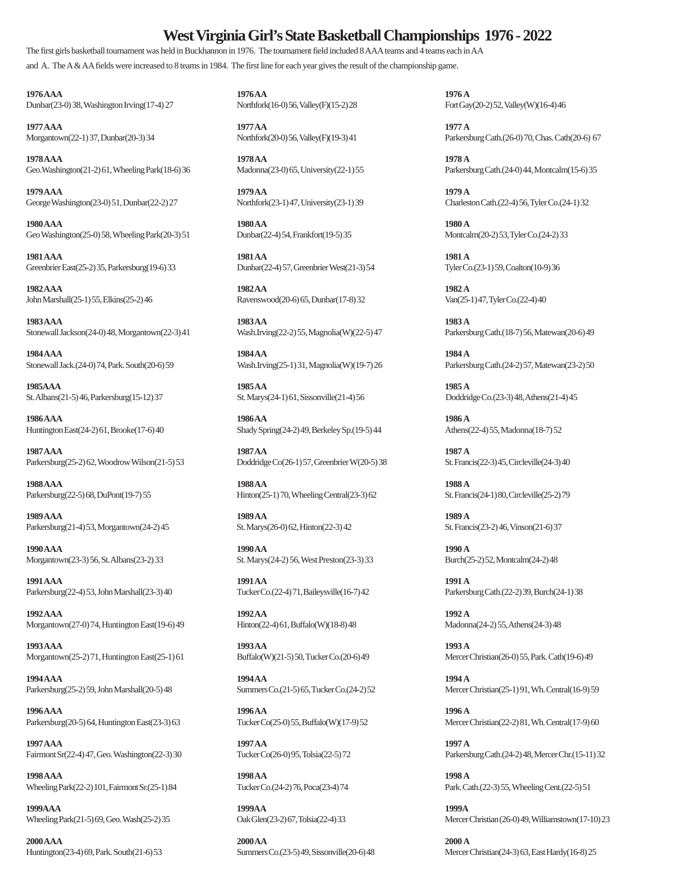# West Virginia Girl's State Basketball Championships 1976 - 2022

The first girls basketball tournament was held in Buckhannon in 1976. The tournament field included 8 AAA teams and 4 teams each in AA and A. The A & AA fields were increased to 8 teams in 1984. The first line for each year gives the result of the championship game.

**1976 AAA**
Dunbar(23-0) 38, Washington Irving(17-4) 27

**1977 AAA**
Morgantown(22-1) 37, Dunbar(20-3) 34

**1978 AAA**
Geo.Washington(21-2) 61, Wheeling Park(18-6) 36

**1979 AAA**
George Washington(23-0) 51, Dunbar(22-2) 27

**1980 AAA**
Geo Washington(25-0) 58, Wheeling Park(20-3) 51

**1981 AAA**
Greenbrier East(25-2) 35, Parkersburg(19-6) 33

**1982 AAA**
John Marshall(25-1) 55, Elkins(25-2) 46

**1983 AAA**
Stonewall Jackson(24-0) 48, Morgantown(22-3) 41

**1984 AAA**
Stonewall Jack.(24-0) 74, Park. South(20-6) 59

**1985AAA**
St. Albans(21-5) 46, Parkersburg(15-12) 37

**1986 AAA**
Huntington East(24-2) 61, Brooke(17-6) 40

**1987 AAA**
Parkersburg(25-2) 62, Woodrow Wilson(21-5) 53

**1988 AAA**
Parkersburg(22-5) 68, DuPont(19-7) 55

**1989 AAA**
Parkersburg(21-4) 53, Morgantown(24-2) 45

**1990 AAA**
Morgantown(23-3) 56, St. Albans(23-2) 33

**1991 AAA**
Parkersburg(22-4) 53, John Marshall(23-3) 40

**1992 AAA**
Morgantown(27-0) 74, Huntington East(19-6) 49

**1993 AAA**
Morgantown(25-2) 71, Huntington East(25-1) 61

**1994 AAA**
Parkersburg(25-2) 59, John Marshall(20-5) 48

**1996 AAA**
Parkersburg(20-5) 64, Huntington East(23-3) 63

**1997 AAA**
Fairmont Sr(22-4) 47, Geo. Washington(22-3) 30

**1998 AAA**
Wheeling Park(22-2) 101, Fairmont Sr.(25-1) 84

**1999AAA**
Wheeling Park(21-5) 69, Geo. Wash(25-2) 35

**2000 AAA**
Huntington(23-4) 69, Park. South(21-6) 53

**1976 AA**
Northfork(16-0) 56, Valley(F)(15-2) 28

**1977 AA**
Northfork(20-0) 56, Valley(F)(19-3) 41

**1978 AA**
Madonna(23-0) 65, University(22-1) 55

**1979 AA**
Northfork(23-1) 47, University(23-1) 39

**1980 AA**
Dunbar(22-4) 54, Frankfort(19-5) 35

**1981 AA**
Dunbar(22-4) 57, Greenbrier West(21-3) 54

**1982 AA**
Ravenswood(20-6) 65, Dunbar(17-8) 32

**1983 AA**
Wash.Irving(22-2) 55, Magnolia(W)(22-5) 47

**1984 AA**
Wash.Irving(25-1) 31, Magnolia(W)(19-7) 26

**1985 AA**
St. Marys(24-1) 61, Sissonville(21-4) 56

**1986 AA**
Shady Spring(24-2) 49, Berkeley Sp.(19-5) 44

**1987 AA**
Doddridge Co(26-1) 57, Greenbrier W(20-5) 38

**1988 AA**
Hinton(25-1) 70, Wheeling Central(23-3) 62

**1989 AA**
St. Marys(26-0) 62, Hinton(22-3) 42

**1990 AA**
St. Marys(24-2) 56, West Preston(23-3) 33

**1991 AA**
Tucker Co.(22-4) 71, Baileysville(16-7) 42

**1992 AA**
Hinton(22-4) 61, Buffalo(W)(18-8) 48

**1993 AA**
Buffalo(W)(21-5) 50, Tucker Co.(20-6) 49

**1994 AA**
Summers Co.(21-5) 65, Tucker Co.(24-2) 52

**1996 AA**
Tucker Co(25-0) 55, Buffalo(W)(17-9) 52

**1997 AA**
Tucker Co(26-0) 95, Tolsia(22-5) 72

**1998 AA**
Tucker Co.(24-2) 76, Poca(23-4) 74

**1999AA**
Oak Glen(23-2) 67, Tolsia(22-4) 33

**2000 AA**
Summers Co.(23-5) 49, Sissonville(20-6) 48

**1976 A**
Fort Gay(20-2) 52, Valley(W)(16-4) 46

**1977 A**
Parkersburg Cath.(26-0) 70, Chas. Cath(20-6) 67

**1978 A**
Parkersburg Cath.(24-0) 44, Montcalm(15-6) 35

**1979 A**
Charleston Cath.(22-4) 56, Tyler Co.(24-1) 32

**1980 A**
Montcalm(20-2) 53, Tyler Co.(24-2) 33

**1981 A**
Tyler Co.(23-1) 59, Coalton(10-9) 36

**1982 A**
Van(25-1) 47, Tyler Co.(22-4) 40

**1983 A**
Parkersburg Cath.(18-7) 56, Matewan(20-6) 49

**1984 A**
Parkersburg Cath.(24-2) 57, Matewan(23-2) 50

**1985 A**
Doddridge Co.(23-3) 48, Athens(21-4) 45

**1986 A**
Athens(22-4) 55, Madonna(18-7) 52

**1987 A**
St. Francis(22-3) 45, Circleville(24-3) 40

**1988 A**
St. Francis(24-1) 80, Circleville(25-2) 79

**1989 A**
St. Francis(23-2) 46, Vinson(21-6) 37

**1990 A**
Burch(25-2) 52, Montcalm(24-2) 48

**1991 A**
Parkersburg Cath.(22-2) 39, Burch(24-1) 38

**1992 A**
Madonna(24-2) 55, Athens(24-3) 48

**1993 A**
Mercer Christian(26-0) 55, Park. Cath(19-6) 49

**1994 A**
Mercer Christian(25-1) 91, Wh. Central(16-9) 59

**1996 A**
Mercer Christian(22-2) 81, Wh. Central(17-9) 60

**1997 A**
Parkersburg Cath.(24-2) 48, Mercer Chr.(15-11) 32

**1998 A**
Park. Cath.(22-3) 55, Wheeling Cent.(22-5) 51

**1999A**
Mercer Christian(26-0) 49, Williamstown(17-10) 23

**2000 A**
Mercer Christian(24-3) 63, East Hardy(16-8) 25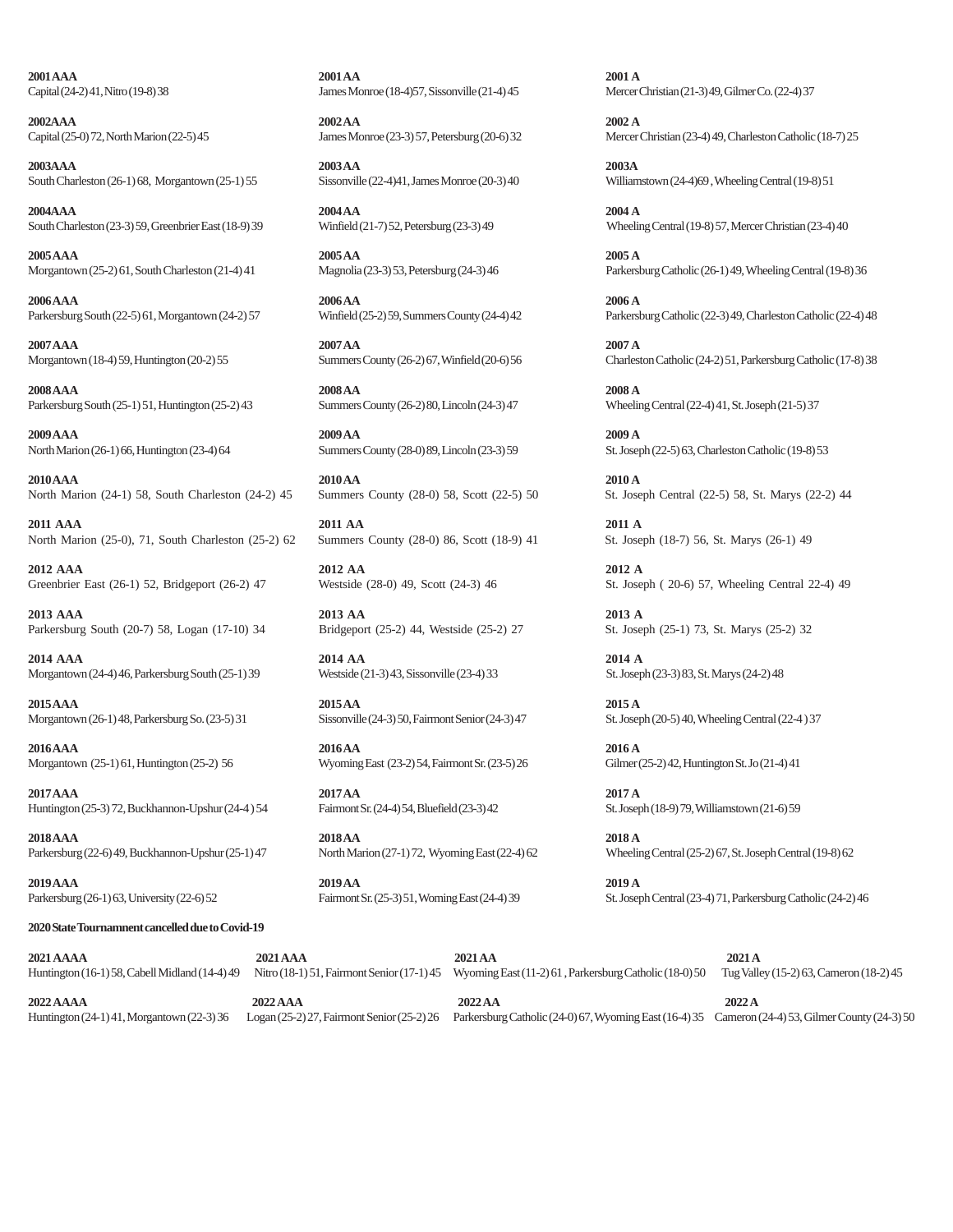**2001 AAA**
Capital (24-2) 41, Nitro (19-8) 38

**2002 AAA**
Capital (25-0) 72, North Marion (22-5) 45

**2003 AAA**
South Charleston (26-1) 68, Morgantown (25-1) 55

**2004 AAA**
South Charleston (23-3) 59, Greenbrier East (18-9) 39

**2005 AAA**
Morgantown (25-2) 61, South Charleston (21-4) 41

**2006 AAA**
Parkersburg South (22-5) 61, Morgantown (24-2) 57

**2007 AAA**
Morgantown (18-4) 59, Huntington (20-2) 55

**2008 AAA**
Parkersburg South (25-1) 51, Huntington (25-2) 43

**2009 AAA**
North Marion (26-1) 66, Huntington (23-4) 64

**2010 AAA**
North Marion (24-1) 58, South Charleston (24-2) 45

**2011 AAA**
North Marion (25-0), 71, South Charleston (25-2) 62

**2012 AAA**
Greenbrier East (26-1) 52, Bridgeport (26-2) 47

**2013 AAA**
Parkersburg South (20-7) 58, Logan (17-10) 34

**2014 AAA**
Morgantown (24-4) 46, Parkersburg South (25-1) 39

**2015 AAA**
Morgantown (26-1) 48, Parkersburg So. (23-5) 31

**2016 AAA**
Morgantown (25-1) 61, Huntington (25-2) 56

**2017 AAA**
Huntington (25-3) 72, Buckhannon-Upshur (24-4 ) 54

**2018 AAA**
Parkersburg (22-6) 49, Buckhannon-Upshur (25-1) 47

**2019 AAA**
Parkersburg (26-1) 63, University (22-6) 52

**2001 AA**
James Monroe (18-4) 57, Sissonville (21-4) 45

**2002 AA**
James Monroe (23-3) 57, Petersburg (20-6) 32

**2003 AA**
Sissonville (22-4) 41, James Monroe (20-3) 40

**2004 AA**
Winfield (21-7) 52, Petersburg (23-3) 49

**2005 AA**
Magnolia (23-3) 53, Petersburg (24-3) 46

**2006 AA**
Winfield (25-2) 59, Summers County (24-4) 42

**2007 AA**
Summers County (26-2) 67, Winfield (20-6) 56

**2008 AA**
Summers County (26-2) 80, Lincoln (24-3) 47

**2009 AA**
Summers County (28-0) 89, Lincoln (23-3) 59

**2010 AA**
Summers County (28-0) 58, Scott (22-5) 50

**2011 AA**
Summers County (28-0) 86, Scott (18-9) 41

**2012 AA**
Westside (28-0) 49, Scott (24-3) 46

**2013 AA**
Bridgeport (25-2) 44, Westside (25-2) 27

**2014 AA**
Westside (21-3) 43, Sissonville (23-4) 33

**2015 AA**
Sissonville (24-3) 50, Fairmont Senior (24-3) 47

**2016 AA**
Wyoming East (23-2) 54, Fairmont Sr. (23-5) 26

**2017 AA**
Fairmont Sr. (24-4) 54, Bluefield (23-3) 42

**2018 AA**
North Marion (27-1) 72, Wyoming East (22-4) 62

**2019 AA**
Fairmont Sr. (25-3) 51, Woming East (24-4) 39

**2001 A**
Mercer Christian (21-3) 49, Gilmer Co. (22-4) 37

**2002 A**
Mercer Christian (23-4) 49, Charleston Catholic (18-7) 25

**2003 A**
Williamstown (24-4) 69 , Wheeling Central (19-8) 51

**2004 A**
Wheeling Central (19-8) 57, Mercer Christian (23-4) 40

**2005 A**
Parkersburg Catholic (26-1) 49, Wheeling Central (19-8) 36

**2006 A**
Parkersburg Catholic (22-3) 49, Charleston Catholic (22-4) 48

**2007 A**
Charleston Catholic (24-2) 51, Parkersburg Catholic (17-8) 38

**2008 A**
Wheeling Central (22-4) 41, St. Joseph (21-5) 37

**2009 A**
St. Joseph (22-5) 63, Charleston Catholic (19-8) 53

**2010 A**
St. Joseph Central (22-5) 58, St. Marys (22-2) 44

**2011 A**
St. Joseph (18-7) 56, St. Marys (26-1) 49

**2012 A**
St. Joseph ( 20-6) 57, Wheeling Central 22-4) 49

**2013 A**
St. Joseph (25-1) 73, St. Marys (25-2) 32

**2014 A**
St. Joseph (23-3) 83, St. Marys (24-2) 48

**2015 A**
St. Joseph (20-5) 40, Wheeling Central (22-4 ) 37

**2016 A**
Gilmer (25-2) 42, Huntington St. Jo (21-4) 41

**2017 A**
St. Joseph (18-9) 79, Williamstown (21-6) 59

**2018 A**
Wheeling Central (25-2) 67, St. Joseph Central (19-8) 62

**2019 A**
St. Joseph Central (23-4) 71, Parkersburg Catholic (24-2) 46

**2020 State Tournamnent cancelled due to Covid-19**

**2021 AAAA**
Huntington (16-1) 58, Cabell Midland (14-4) 49

**2021 AAA**
Nitro (18-1) 51, Fairmont Senior (17-1) 45

**2021 AA**
Wyoming East (11-2) 61 , Parkersburg Catholic (18-0) 50

**2021 A**
Tug Valley (15-2) 63, Cameron (18-2) 45

**2022 AAAA**
Huntington (24-1) 41, Morgantown (22-3) 36

**2022 AAA**
Logan (25-2) 27, Fairmont Senior (25-2) 26

**2022 AA**
Parkersburg Catholic (24-0) 67, Wyoming East (16-4) 35

**2022 A**
Cameron (24-4) 53, Gilmer County (24-3) 50